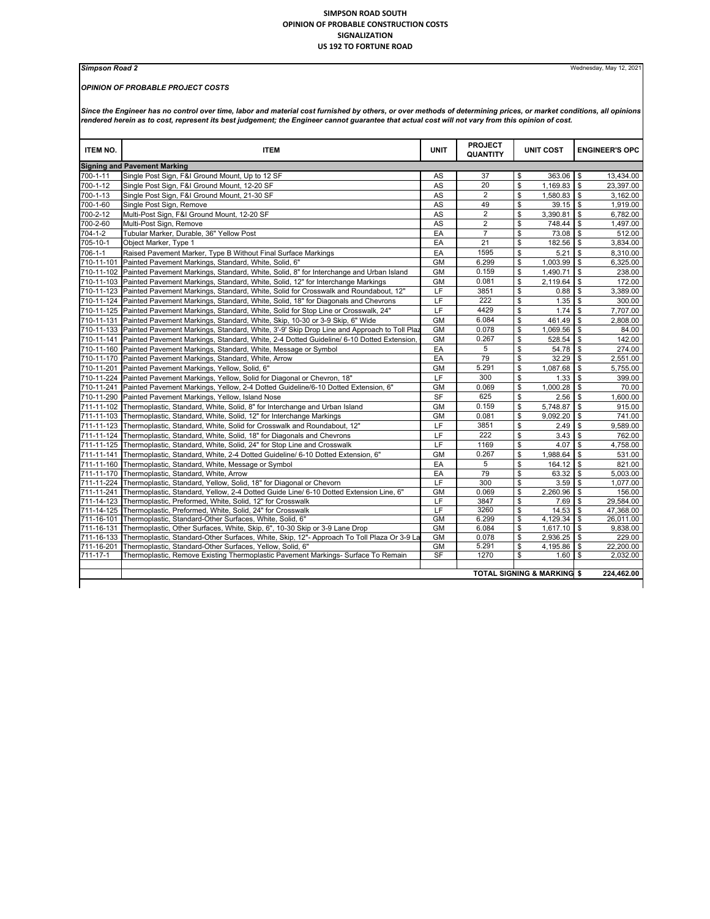# SIMPSON ROAD SOUTH
## OPINION OF PROBABLE CONSTRUCTION COSTS
## SIGNALIZATION
## US 192 TO FORTUNE ROAD

***Simpson Road 2*** — Wednesday, May 12, 2021

***OPINION OF PROBABLE PROJECT COSTS***

***Since the Engineer has no control over time, labor and material cost furnished by others, or over methods of determining prices, or market conditions, all opinions rendered herein as to cost, represent its best judgement; the Engineer cannot guarantee that actual cost will not vary from this opinion of cost.***

| ITEM NO. | ITEM | UNIT | PROJECT QUANTITY | UNIT COST | ENGINEER'S OPC |
|---|---|---|---|---|---|
| **Signing and Pavement Marking** | | | | | |
| 700-1-11 | Single Post Sign, F&I Ground Mount, Up to 12 SF | AS | 37 | $ 363.06 | $ 13,434.00 |
| 700-1-12 | Single Post Sign, F&I Ground Mount, 12-20 SF | AS | 20 | $ 1,169.83 | $ 23,397.00 |
| 700-1-13 | Single Post Sign, F&I Ground Mount, 21-30 SF | AS | 2 | $ 1,580.83 | $ 3,162.00 |
| 700-1-60 | Single Post Sign, Remove | AS | 49 | $ 39.15 | $ 1,919.00 |
| 700-2-12 | Multi-Post Sign, F&I Ground Mount, 12-20 SF | AS | 2 | $ 3,390.81 | $ 6,782.00 |
| 700-2-60 | Multi-Post Sign, Remove | AS | 2 | $ 748.44 | $ 1,497.00 |
| 704-1-2 | Tubular Marker, Durable, 36" Yellow Post | EA | 7 | $ 73.08 | $ 512.00 |
| 705-10-1 | Object Marker, Type 1 | EA | 21 | $ 182.56 | $ 3,834.00 |
| 706-1-1 | Raised Pavement Marker, Type B Without Final Surface Markings | EA | 1595 | $ 5.21 | $ 8,310.00 |
| 710-11-101 | Painted Pavement Markings, Standard, White, Solid, 6" | GM | 6.299 | $ 1,003.99 | $ 6,325.00 |
| 710-11-102 | Painted Pavement Markings, Standard, White, Solid, 8" for Interchange and Urban Island | GM | 0.159 | $ 1,490.71 | $ 238.00 |
| 710-11-103 | Painted Pavement Markings, Standard, White, Solid, 12" for Interchange Markings | GM | 0.081 | $ 2,119.64 | $ 172.00 |
| 710-11-123 | Painted Pavement Markings, Standard, White, Solid for Crosswalk and Roundabout, 12" | LF | 3851 | $ 0.88 | $ 3,389.00 |
| 710-11-124 | Painted Pavement Markings, Standard, White, Solid, 18" for Diagonals and Chevrons | LF | 222 | $ 1.35 | $ 300.00 |
| 710-11-125 | Painted Pavement Markings, Standard, White, Solid for Stop Line or Crosswalk, 24" | LF | 4429 | $ 1.74 | $ 7,707.00 |
| 710-11-131 | Painted Pavement Markings, Standard, White, Skip, 10-30 or 3-9 Skip, 6" Wide | GM | 6.084 | $ 461.49 | $ 2,808.00 |
| 710-11-133 | Painted Pavement Markings, Standard, White, 3'-9' Skip Drop Line and Approach to Toll Plaz | GM | 0.078 | $ 1,069.56 | $ 84.00 |
| 710-11-141 | Painted Pavement Markings, Standard, White, 2-4 Dotted Guideline/ 6-10 Dotted Extension, | GM | 0.267 | $ 528.54 | $ 142.00 |
| 710-11-160 | Painted Pavement Markings, Standard, White, Message or Symbol | EA | 5 | $ 54.78 | $ 274.00 |
| 710-11-170 | Painted Pavement Markings, Standard, White, Arrow | EA | 79 | $ 32.29 | $ 2,551.00 |
| 710-11-201 | Painted Pavement Markings, Yellow, Solid, 6" | GM | 5.291 | $ 1,087.68 | $ 5,755.00 |
| 710-11-224 | Painted Pavement Markings, Yellow, Solid for Diagonal or Chevron, 18" | LF | 300 | $ 1.33 | $ 399.00 |
| 710-11-241 | Painted Pavement Markings, Yellow, 2-4 Dotted Guideline/6-10 Dotted Extension, 6" | GM | 0.069 | $ 1,000.28 | $ 70.00 |
| 710-11-290 | Painted Pavement Markings, Yellow, Island Nose | SF | 625 | $ 2.56 | $ 1,600.00 |
| 711-11-102 | Thermoplastic, Standard, White, Solid, 8" for Interchange and Urban Island | GM | 0.159 | $ 5,748.87 | $ 915.00 |
| 711-11-103 | Thermoplastic, Standard, White, Solid, 12" for Interchange Markings | GM | 0.081 | $ 9,092.20 | $ 741.00 |
| 711-11-123 | Thermoplastic, Standard, White, Solid for Crosswalk and Roundabout, 12" | LF | 3851 | $ 2.49 | $ 9,589.00 |
| 711-11-124 | Thermoplastic, Standard, White, Solid, 18" for Diagonals and Chevrons | LF | 222 | $ 3.43 | $ 762.00 |
| 711-11-125 | Thermoplastic, Standard, White, Solid, 24" for Stop Line and Crosswalk | LF | 1169 | $ 4.07 | $ 4,758.00 |
| 711-11-141 | Thermoplastic, Standard, White, 2-4 Dotted Guideline/ 6-10 Dotted Extension, 6" | GM | 0.267 | $ 1,988.64 | $ 531.00 |
| 711-11-160 | Thermoplastic, Standard, White, Message or Symbol | EA | 5 | $ 164.12 | $ 821.00 |
| 711-11-170 | Thermoplastic, Standard, White, Arrow | EA | 79 | $ 63.32 | $ 5,003.00 |
| 711-11-224 | Thermoplastic, Standard, Yellow, Solid, 18" for Diagonal or Chevron | LF | 300 | $ 3.59 | $ 1,077.00 |
| 711-11-241 | Thermoplastic, Standard, Yellow, 2-4 Dotted Guide Line/ 6-10 Dotted Extension Line, 6" | GM | 0.069 | $ 2,260.96 | $ 156.00 |
| 711-14-123 | Thermoplastic, Preformed, White, Solid, 12" for Crosswalk | LF | 3847 | $ 7.69 | $ 29,584.00 |
| 711-14-125 | Thermoplastic, Preformed, White, Solid, 24" for Crosswalk | LF | 3260 | $ 14.53 | $ 47,368.00 |
| 711-16-101 | Thermoplastic, Standard-Other Surfaces, White, Solid, 6" | GM | 6.299 | $ 4,129.34 | $ 26,011.00 |
| 711-16-131 | Thermoplastic, Other Surfaces, White, Skip, 6", 10-30 Skip or 3-9 Lane Drop | GM | 6.084 | $ 1,617.10 | $ 9,838.00 |
| 711-16-133 | Thermoplastic, Standard-Other Surfaces, White, Skip, 12"- Approach To Toll Plaza Or 3-9 La | GM | 0.078 | $ 2,936.25 | $ 229.00 |
| 711-16-201 | Thermoplastic, Standard-Other Surfaces, Yellow, Solid, 6" | GM | 5.291 | $ 4,195.86 | $ 22,200.00 |
| 711-17-1 | Thermoplastic, Remove Existing Thermoplastic Pavement Markings- Surface To Remain | SF | 1270 | $ 1.60 | $ 2,032.00 |
| | | | | | |
| | | | | **TOTAL SIGNING & MARKING $** | **224,462.00** |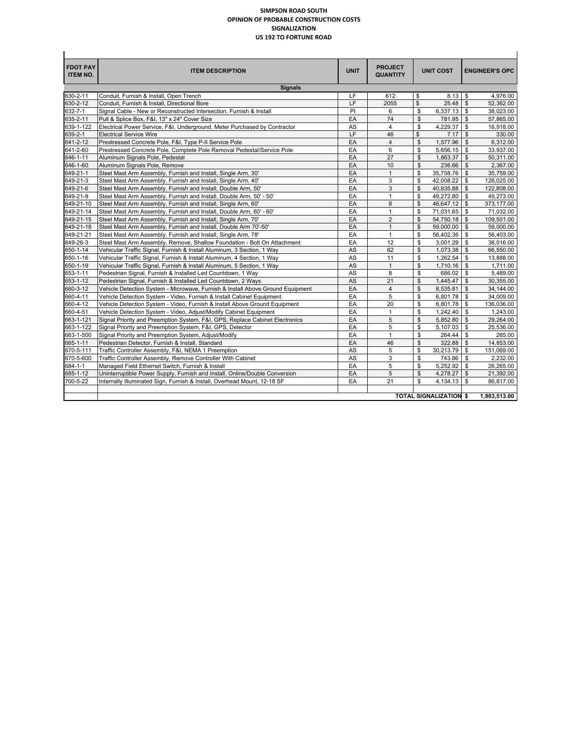**SIMPSON ROAD SOUTH**
**OPINION OF PROBABLE CONSTRUCTION COSTS**
**SIGNALIZATION**
**US 192 TO FORTUNE ROAD**

| FDOT PAY ITEM NO. | ITEM DESCRIPTION | UNIT | PROJECT QUANTITY | UNIT COST | ENGINEER'S OPC |
|---|---|---|---|---|---|
| | **Signals** | | | | |
| 630-2-11 | Conduit, Furnish & Install, Open Trench | LF | 612 | $ 8.13 | $ 4,976.00 |
| 630-2-12 | Conduit, Furnish & Install, Directional Bore | LF | 2055 | $ 25.48 | $ 52,362.00 |
| 632-7-1 | Signal Cable - New or Reconstructed Intersection, Furnish & Install | PI | 6 | $ 6,337.13 | $ 38,023.00 |
| 635-2-11 | Pull & Splice Box, F&I, 13" x 24" Cover Size | EA | 74 | $ 781.95 | $ 57,865.00 |
| 639-1-122 | Electrical Power Service, F&I, Underground, Meter Purchased by Contractor | AS | 4 | $ 4,229.37 | $ 16,918.00 |
| 639-2-1 | Electrical Service Wire | LF | 46 | $ 7.17 | $ 330.00 |
| 641-2-12 | Prestressed Concrete Pole, F&I, Type P-II Service Pole | EA | 4 | $ 1,577.96 | $ 6,312.00 |
| 641-2-60 | Prestressed Concrete Pole, Complete Pole Removal Pedestal/Service Pole | EA | 6 | $ 5,656.15 | $ 33,937.00 |
| 646-1-11 | Aluminum Signals Pole, Pedestal | EA | 27 | $ 1,863.37 | $ 50,311.00 |
| 646-1-60 | Aluminum Signals Pole, Remove | EA | 10 | $ 236.66 | $ 2,367.00 |
| 649-21-1 | Steel Mast Arm Assembly, Furnish and Install, Single Arm, 30' | EA | 1 | $ 35,758.76 | $ 35,759.00 |
| 649-21-3 | Steel Mast Arm Assembly, Furnish and Install, Single Arm, 40' | EA | 3 | $ 42,008.22 | $ 126,025.00 |
| 649-21-6 | Steel Mast Arm Assembly, Furnish and Install, Double Arm, 50' | EA | 3 | $ 40,935.88 | $ 122,808.00 |
| 649-21-9 | Steel Mast Arm Assembly, Furnish and Install, Double Arm, 50' - 50' | EA | 1 | $ 49,272.80 | $ 49,273.00 |
| 649-21-10 | Steel Mast Arm Assembly, Furnish and Install, Single Arm, 60' | EA | 8 | $ 46,647.12 | $ 373,177.00 |
| 649-21-14 | Steel Mast Arm Assembly, Furnish and Install, Double Arm, 60' - 60' | EA | 1 | $ 71,031.65 | $ 71,032.00 |
| 649-21-15 | Steel Mast Arm Assembly, Furnish and Install, Single Arm, 70' | EA | 2 | $ 54,750.18 | $ 109,501.00 |
| 649-21-18 | Steel Mast Arm Assembly, Furnish and Install, Double Arm 70'-50' | EA | 1 | $ 59,000.00 | $ 59,000.00 |
| 649-21-21 | Steel Mast Arm Assembly, Furnish and Install, Single Arm, 78' | EA | 1 | $ 56,402.36 | $ 56,403.00 |
| 649-26-3 | Steel Mast Arm Assembly, Remove, Shallow Foundation - Bolt On Attachment | EA | 12 | $ 3,001.29 | $ 36,016.00 |
| 650-1-14 | Vehicular Traffic Signal, Furnish & Install Aluminum, 3 Section, 1 Way | AS | 62 | $ 1,073.38 | $ 66,550.00 |
| 650-1-16 | Vehicular Traffic Signal, Furnish & Install Aluminum, 4 Section, 1 Way | AS | 11 | $ 1,262.54 | $ 13,888.00 |
| 650-1-19 | Vehicular Traffic Signal, Furnish & Install Aluminum, 5 Section, 1 Way | AS | 1 | $ 1,710.16 | $ 1,711.00 |
| 653-1-11 | Pedestrian Signal, Furnish & Installed Led Countdown, 1 Way | AS | 8 | $ 686.02 | $ 5,489.00 |
| 653-1-12 | Pedestrian Signal, Furnish & Installed Led Countdown, 2 Ways | AS | 21 | $ 1,445.47 | $ 30,355.00 |
| 660-3-12 | Vehicle Detection System - Microwave, Furnish & Install Above Ground Equipment | EA | 4 | $ 8,535.81 | $ 34,144.00 |
| 660-4-11 | Vehicle Detection System - Video, Furnish & Install Cabinet Equipment | EA | 5 | $ 6,801.78 | $ 34,009.00 |
| 660-4-12 | Vehicle Detection System - Video, Furnish & Install Above Ground Equipment | EA | 20 | $ 6,801.78 | $ 136,036.00 |
| 660-4-51 | Vehicle Detection System - Video, Adjust/Modify Cabinet Equipment | EA | 1 | $ 1,242.40 | $ 1,243.00 |
| 663-1-121 | Signal Priority and Preemption System, F&I, GPS, Replace Cabinet Electronics | EA | 5 | $ 5,852.80 | $ 29,264.00 |
| 663-1-122 | Signal Priority and Preemption System, F&I, GPS, Detector | EA | 5 | $ 5,107.03 | $ 25,536.00 |
| 663-1-500 | Signal Priority and Preemption System, Adjust/Modify | EA | 1 | $ 264.44 | $ 265.00 |
| 665-1-11 | Pedestrian Detector, Furnish & Install, Standard | EA | 46 | $ 322.88 | $ 14,853.00 |
| 670-5-111 | Traffic Controller Assembly, F&I, NEMA 1 Preemption | AS | 5 | $ 30,213.79 | $ 151,069.00 |
| 670-5-600 | Traffic Controller Assembly, Remove Controller With Cabinet | AS | 3 | $ 743.86 | $ 2,232.00 |
| 684-1-1 | Managed Field Ethernet Switch, Furnish & Install | EA | 5 | $ 5,252.92 | $ 26,265.00 |
| 685-1-12 | Uninterruptible Power Supply, Furnish and Install, Online/Double Conversion | EA | 5 | $ 4,278.27 | $ 21,392.00 |
| 700-5-22 | Internally Illuminated Sign, Furnish & Install, Overhead Mount, 12-18 SF | EA | 21 | $ 4,134.13 | $ 86,817.00 |
| | | | | **TOTAL SIGNALIZATION $** | **1,983,513.00** |